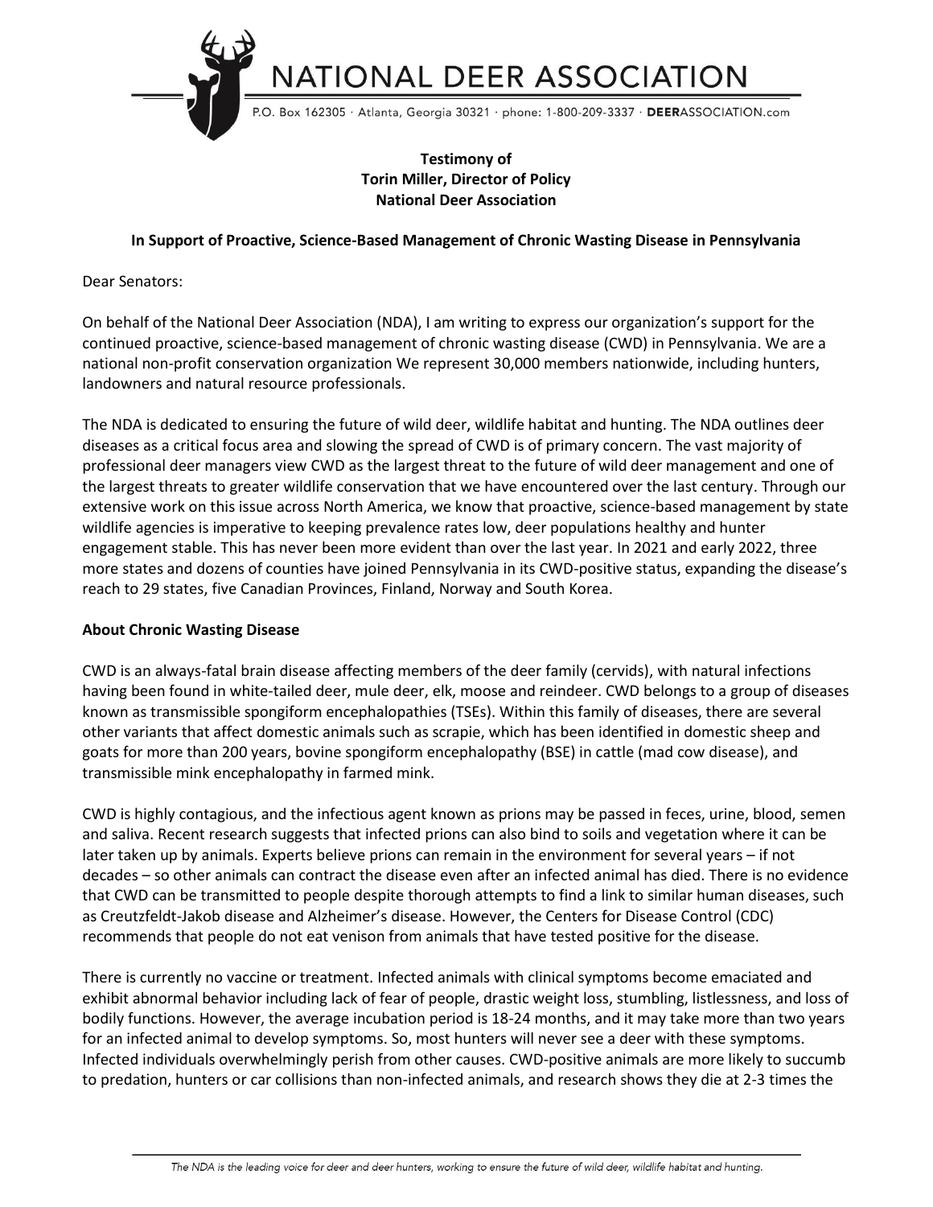# NATIONAL DEER ASSOCIATION

P.O. Box 162305 · Atlanta, Georgia 30321 · phone: 1-800-209-3337 · DEERASSOCIATION.com

**Testimony of**
**Torin Miller, Director of Policy**
**National Deer Association**

**In Support of Proactive, Science-Based Management of Chronic Wasting Disease in Pennsylvania**

Dear Senators:

On behalf of the National Deer Association (NDA), I am writing to express our organization's support for the continued proactive, science-based management of chronic wasting disease (CWD) in Pennsylvania. We are a national non-profit conservation organization We represent 30,000 members nationwide, including hunters, landowners and natural resource professionals.

The NDA is dedicated to ensuring the future of wild deer, wildlife habitat and hunting. The NDA outlines deer diseases as a critical focus area and slowing the spread of CWD is of primary concern. The vast majority of professional deer managers view CWD as the largest threat to the future of wild deer management and one of the largest threats to greater wildlife conservation that we have encountered over the last century. Through our extensive work on this issue across North America, we know that proactive, science-based management by state wildlife agencies is imperative to keeping prevalence rates low, deer populations healthy and hunter engagement stable. This has never been more evident than over the last year. In 2021 and early 2022, three more states and dozens of counties have joined Pennsylvania in its CWD-positive status, expanding the disease's reach to 29 states, five Canadian Provinces, Finland, Norway and South Korea.

**About Chronic Wasting Disease**

CWD is an always-fatal brain disease affecting members of the deer family (cervids), with natural infections having been found in white-tailed deer, mule deer, elk, moose and reindeer. CWD belongs to a group of diseases known as transmissible spongiform encephalopathies (TSEs). Within this family of diseases, there are several other variants that affect domestic animals such as scrapie, which has been identified in domestic sheep and goats for more than 200 years, bovine spongiform encephalopathy (BSE) in cattle (mad cow disease), and transmissible mink encephalopathy in farmed mink.

CWD is highly contagious, and the infectious agent known as prions may be passed in feces, urine, blood, semen and saliva. Recent research suggests that infected prions can also bind to soils and vegetation where it can be later taken up by animals. Experts believe prions can remain in the environment for several years – if not decades – so other animals can contract the disease even after an infected animal has died. There is no evidence that CWD can be transmitted to people despite thorough attempts to find a link to similar human diseases, such as Creutzfeldt-Jakob disease and Alzheimer's disease. However, the Centers for Disease Control (CDC) recommends that people do not eat venison from animals that have tested positive for the disease.

There is currently no vaccine or treatment. Infected animals with clinical symptoms become emaciated and exhibit abnormal behavior including lack of fear of people, drastic weight loss, stumbling, listlessness, and loss of bodily functions. However, the average incubation period is 18-24 months, and it may take more than two years for an infected animal to develop symptoms. So, most hunters will never see a deer with these symptoms. Infected individuals overwhelmingly perish from other causes. CWD-positive animals are more likely to succumb to predation, hunters or car collisions than non-infected animals, and research shows they die at 2-3 times the

*The NDA is the leading voice for deer and deer hunters, working to ensure the future of wild deer, wildlife habitat and hunting.*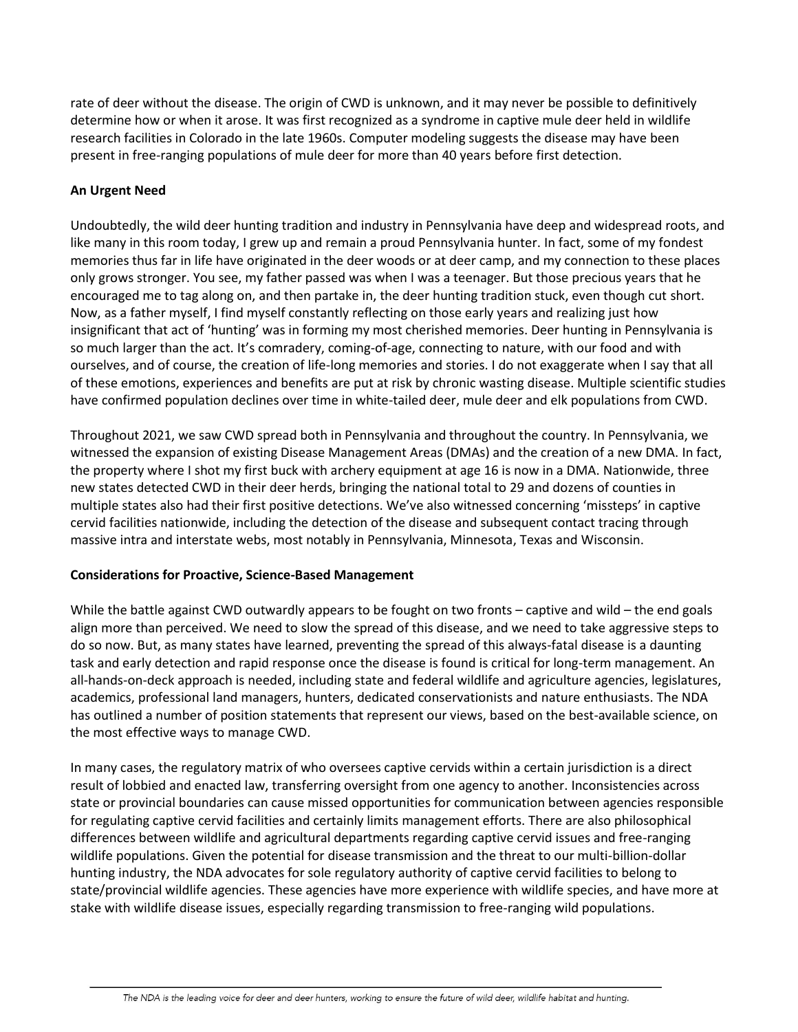rate of deer without the disease. The origin of CWD is unknown, and it may never be possible to definitively determine how or when it arose. It was first recognized as a syndrome in captive mule deer held in wildlife research facilities in Colorado in the late 1960s. Computer modeling suggests the disease may have been present in free-ranging populations of mule deer for more than 40 years before first detection.

**An Urgent Need**

Undoubtedly, the wild deer hunting tradition and industry in Pennsylvania have deep and widespread roots, and like many in this room today, I grew up and remain a proud Pennsylvania hunter. In fact, some of my fondest memories thus far in life have originated in the deer woods or at deer camp, and my connection to these places only grows stronger. You see, my father passed was when I was a teenager. But those precious years that he encouraged me to tag along on, and then partake in, the deer hunting tradition stuck, even though cut short. Now, as a father myself, I find myself constantly reflecting on those early years and realizing just how insignificant that act of 'hunting' was in forming my most cherished memories. Deer hunting in Pennsylvania is so much larger than the act. It's comradery, coming-of-age, connecting to nature, with our food and with ourselves, and of course, the creation of life-long memories and stories. I do not exaggerate when I say that all of these emotions, experiences and benefits are put at risk by chronic wasting disease. Multiple scientific studies have confirmed population declines over time in white-tailed deer, mule deer and elk populations from CWD.

Throughout 2021, we saw CWD spread both in Pennsylvania and throughout the country. In Pennsylvania, we witnessed the expansion of existing Disease Management Areas (DMAs) and the creation of a new DMA. In fact, the property where I shot my first buck with archery equipment at age 16 is now in a DMA. Nationwide, three new states detected CWD in their deer herds, bringing the national total to 29 and dozens of counties in multiple states also had their first positive detections. We've also witnessed concerning 'missteps' in captive cervid facilities nationwide, including the detection of the disease and subsequent contact tracing through massive intra and interstate webs, most notably in Pennsylvania, Minnesota, Texas and Wisconsin.

**Considerations for Proactive, Science-Based Management**

While the battle against CWD outwardly appears to be fought on two fronts – captive and wild – the end goals align more than perceived. We need to slow the spread of this disease, and we need to take aggressive steps to do so now. But, as many states have learned, preventing the spread of this always-fatal disease is a daunting task and early detection and rapid response once the disease is found is critical for long-term management. An all-hands-on-deck approach is needed, including state and federal wildlife and agriculture agencies, legislatures, academics, professional land managers, hunters, dedicated conservationists and nature enthusiasts. The NDA has outlined a number of position statements that represent our views, based on the best-available science, on the most effective ways to manage CWD.

In many cases, the regulatory matrix of who oversees captive cervids within a certain jurisdiction is a direct result of lobbied and enacted law, transferring oversight from one agency to another. Inconsistencies across state or provincial boundaries can cause missed opportunities for communication between agencies responsible for regulating captive cervid facilities and certainly limits management efforts. There are also philosophical differences between wildlife and agricultural departments regarding captive cervid issues and free-ranging wildlife populations. Given the potential for disease transmission and the threat to our multi-billion-dollar hunting industry, the NDA advocates for sole regulatory authority of captive cervid facilities to belong to state/provincial wildlife agencies. These agencies have more experience with wildlife species, and have more at stake with wildlife disease issues, especially regarding transmission to free-ranging wild populations.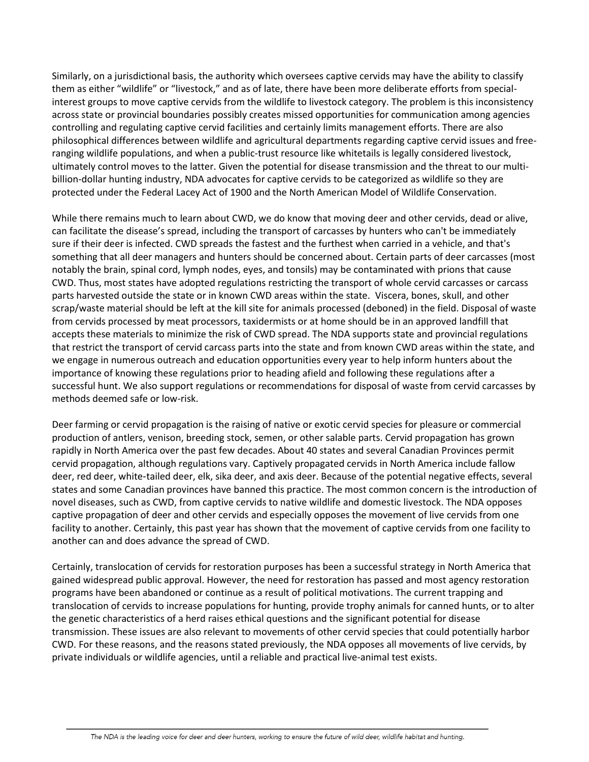Similarly, on a jurisdictional basis, the authority which oversees captive cervids may have the ability to classify them as either "wildlife" or "livestock," and as of late, there have been more deliberate efforts from special-interest groups to move captive cervids from the wildlife to livestock category. The problem is this inconsistency across state or provincial boundaries possibly creates missed opportunities for communication among agencies controlling and regulating captive cervid facilities and certainly limits management efforts. There are also philosophical differences between wildlife and agricultural departments regarding captive cervid issues and free-ranging wildlife populations, and when a public-trust resource like whitetails is legally considered livestock, ultimately control moves to the latter. Given the potential for disease transmission and the threat to our multi-billion-dollar hunting industry, NDA advocates for captive cervids to be categorized as wildlife so they are protected under the Federal Lacey Act of 1900 and the North American Model of Wildlife Conservation.

While there remains much to learn about CWD, we do know that moving deer and other cervids, dead or alive, can facilitate the disease's spread, including the transport of carcasses by hunters who can't be immediately sure if their deer is infected. CWD spreads the fastest and the furthest when carried in a vehicle, and that's something that all deer managers and hunters should be concerned about. Certain parts of deer carcasses (most notably the brain, spinal cord, lymph nodes, eyes, and tonsils) may be contaminated with prions that cause CWD. Thus, most states have adopted regulations restricting the transport of whole cervid carcasses or carcass parts harvested outside the state or in known CWD areas within the state. Viscera, bones, skull, and other scrap/waste material should be left at the kill site for animals processed (deboned) in the field. Disposal of waste from cervids processed by meat processors, taxidermists or at home should be in an approved landfill that accepts these materials to minimize the risk of CWD spread. The NDA supports state and provincial regulations that restrict the transport of cervid carcass parts into the state and from known CWD areas within the state, and we engage in numerous outreach and education opportunities every year to help inform hunters about the importance of knowing these regulations prior to heading afield and following these regulations after a successful hunt. We also support regulations or recommendations for disposal of waste from cervid carcasses by methods deemed safe or low-risk.

Deer farming or cervid propagation is the raising of native or exotic cervid species for pleasure or commercial production of antlers, venison, breeding stock, semen, or other salable parts. Cervid propagation has grown rapidly in North America over the past few decades. About 40 states and several Canadian Provinces permit cervid propagation, although regulations vary. Captively propagated cervids in North America include fallow deer, red deer, white-tailed deer, elk, sika deer, and axis deer. Because of the potential negative effects, several states and some Canadian provinces have banned this practice. The most common concern is the introduction of novel diseases, such as CWD, from captive cervids to native wildlife and domestic livestock. The NDA opposes captive propagation of deer and other cervids and especially opposes the movement of live cervids from one facility to another. Certainly, this past year has shown that the movement of captive cervids from one facility to another can and does advance the spread of CWD.

Certainly, translocation of cervids for restoration purposes has been a successful strategy in North America that gained widespread public approval. However, the need for restoration has passed and most agency restoration programs have been abandoned or continue as a result of political motivations. The current trapping and translocation of cervids to increase populations for hunting, provide trophy animals for canned hunts, or to alter the genetic characteristics of a herd raises ethical questions and the significant potential for disease transmission. These issues are also relevant to movements of other cervid species that could potentially harbor CWD. For these reasons, and the reasons stated previously, the NDA opposes all movements of live cervids, by private individuals or wildlife agencies, until a reliable and practical live-animal test exists.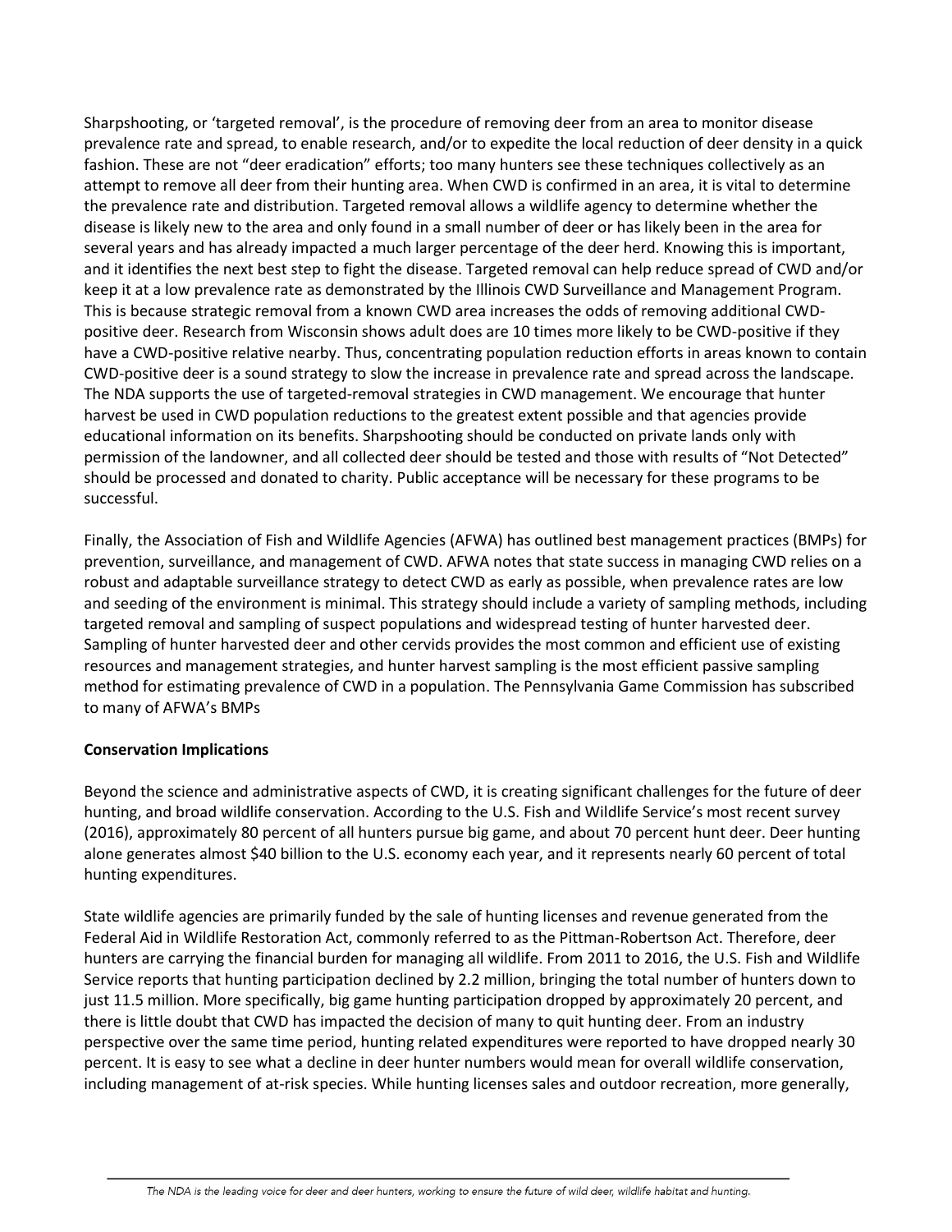Sharpshooting, or 'targeted removal', is the procedure of removing deer from an area to monitor disease prevalence rate and spread, to enable research, and/or to expedite the local reduction of deer density in a quick fashion. These are not "deer eradication" efforts; too many hunters see these techniques collectively as an attempt to remove all deer from their hunting area. When CWD is confirmed in an area, it is vital to determine the prevalence rate and distribution. Targeted removal allows a wildlife agency to determine whether the disease is likely new to the area and only found in a small number of deer or has likely been in the area for several years and has already impacted a much larger percentage of the deer herd. Knowing this is important, and it identifies the next best step to fight the disease. Targeted removal can help reduce spread of CWD and/or keep it at a low prevalence rate as demonstrated by the Illinois CWD Surveillance and Management Program. This is because strategic removal from a known CWD area increases the odds of removing additional CWD-positive deer. Research from Wisconsin shows adult does are 10 times more likely to be CWD-positive if they have a CWD-positive relative nearby. Thus, concentrating population reduction efforts in areas known to contain CWD-positive deer is a sound strategy to slow the increase in prevalence rate and spread across the landscape. The NDA supports the use of targeted-removal strategies in CWD management. We encourage that hunter harvest be used in CWD population reductions to the greatest extent possible and that agencies provide educational information on its benefits. Sharpshooting should be conducted on private lands only with permission of the landowner, and all collected deer should be tested and those with results of "Not Detected" should be processed and donated to charity. Public acceptance will be necessary for these programs to be successful.

Finally, the Association of Fish and Wildlife Agencies (AFWA) has outlined best management practices (BMPs) for prevention, surveillance, and management of CWD. AFWA notes that state success in managing CWD relies on a robust and adaptable surveillance strategy to detect CWD as early as possible, when prevalence rates are low and seeding of the environment is minimal. This strategy should include a variety of sampling methods, including targeted removal and sampling of suspect populations and widespread testing of hunter harvested deer. Sampling of hunter harvested deer and other cervids provides the most common and efficient use of existing resources and management strategies, and hunter harvest sampling is the most efficient passive sampling method for estimating prevalence of CWD in a population. The Pennsylvania Game Commission has subscribed to many of AFWA's BMPs

**Conservation Implications**

Beyond the science and administrative aspects of CWD, it is creating significant challenges for the future of deer hunting, and broad wildlife conservation. According to the U.S. Fish and Wildlife Service's most recent survey (2016), approximately 80 percent of all hunters pursue big game, and about 70 percent hunt deer. Deer hunting alone generates almost $40 billion to the U.S. economy each year, and it represents nearly 60 percent of total hunting expenditures.

State wildlife agencies are primarily funded by the sale of hunting licenses and revenue generated from the Federal Aid in Wildlife Restoration Act, commonly referred to as the Pittman-Robertson Act. Therefore, deer hunters are carrying the financial burden for managing all wildlife. From 2011 to 2016, the U.S. Fish and Wildlife Service reports that hunting participation declined by 2.2 million, bringing the total number of hunters down to just 11.5 million. More specifically, big game hunting participation dropped by approximately 20 percent, and there is little doubt that CWD has impacted the decision of many to quit hunting deer. From an industry perspective over the same time period, hunting related expenditures were reported to have dropped nearly 30 percent. It is easy to see what a decline in deer hunter numbers would mean for overall wildlife conservation, including management of at-risk species. While hunting licenses sales and outdoor recreation, more generally,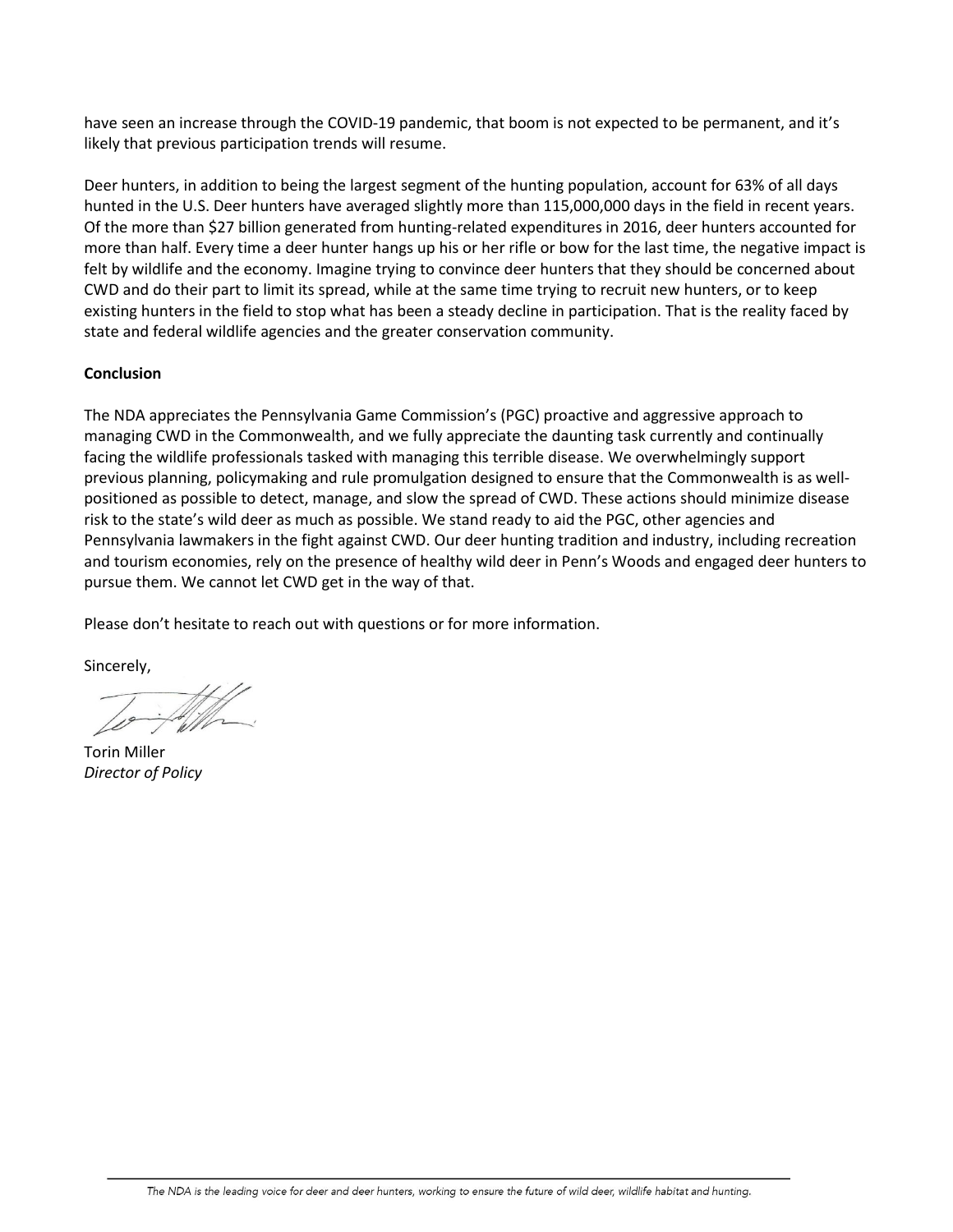have seen an increase through the COVID-19 pandemic, that boom is not expected to be permanent, and it's likely that previous participation trends will resume.

Deer hunters, in addition to being the largest segment of the hunting population, account for 63% of all days hunted in the U.S. Deer hunters have averaged slightly more than 115,000,000 days in the field in recent years. Of the more than $27 billion generated from hunting-related expenditures in 2016, deer hunters accounted for more than half. Every time a deer hunter hangs up his or her rifle or bow for the last time, the negative impact is felt by wildlife and the economy. Imagine trying to convince deer hunters that they should be concerned about CWD and do their part to limit its spread, while at the same time trying to recruit new hunters, or to keep existing hunters in the field to stop what has been a steady decline in participation. That is the reality faced by state and federal wildlife agencies and the greater conservation community.

**Conclusion**

The NDA appreciates the Pennsylvania Game Commission's (PGC) proactive and aggressive approach to managing CWD in the Commonwealth, and we fully appreciate the daunting task currently and continually facing the wildlife professionals tasked with managing this terrible disease. We overwhelmingly support previous planning, policymaking and rule promulgation designed to ensure that the Commonwealth is as well-positioned as possible to detect, manage, and slow the spread of CWD. These actions should minimize disease risk to the state's wild deer as much as possible. We stand ready to aid the PGC, other agencies and Pennsylvania lawmakers in the fight against CWD. Our deer hunting tradition and industry, including recreation and tourism economies, rely on the presence of healthy wild deer in Penn's Woods and engaged deer hunters to pursue them. We cannot let CWD get in the way of that.

Please don't hesitate to reach out with questions or for more information.

Sincerely,

Torin Miller
*Director of Policy*

*The NDA is the leading voice for deer and deer hunters, working to ensure the future of wild deer, wildlife habitat and hunting.*